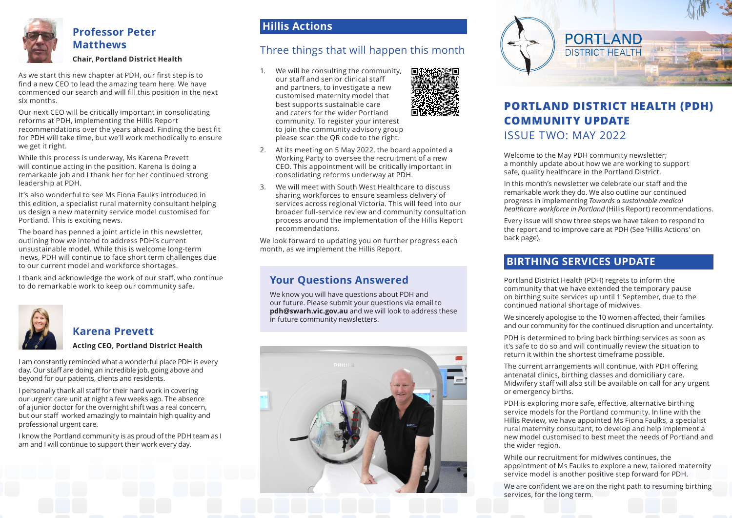## Professor Peter Matthews

**Chair, Portland District Health**

As we start this new chapter at PDH, our first step is to find a new CEO to lead the amazing team here. We have commenced our search and will fill this position in the next six months.

Our next CEO will be critically important in consolidating reforms at PDH, implementing the Hillis Report recommendations over the years ahead. Finding the best fit for PDH will take time, but we'll work methodically to ensure we get it right.

While this process is underway, Ms Karena Prevett will continue acting in the position. Karena is doing a remarkable job and I thank her for her continued strong leadership at PDH.

It's also wonderful to see Ms Fiona Faulks introduced in this edition, a specialist rural maternity consultant helping us design a new maternity service model customised for Portland. This is exciting news.

The board has penned a joint article in this newsletter, outlining how we intend to address PDH's current unsustainable model. While this is welcome long-term news, PDH will continue to face short term challenges due to our current model and workforce shortages.

I thank and acknowledge the work of our staff, who continue to do remarkable work to keep our community safe.

## Karena Prevett

**Acting CEO, Portland District Health**

I am constantly reminded what a wonderful place PDH is every day. Our staff are doing an incredible job, going above and beyond for our patients, clients and residents.

I personally thank all staff for their hard work in covering our urgent care unit at night a few weeks ago. The absence of a junior doctor for the overnight shift was a real concern, but our staff worked amazingly to maintain high quality and professional urgent care.

I know the Portland community is as proud of the PDH team as I am and I will continue to support their work every day.

## Hillis Actions

### Three things that will happen this month

1. We will be consulting the community, our staff and senior clinical staff and partners, to investigate a new customised maternity model that best supports sustainable care and caters for the wider Portland community. To register your interest to join the community advisory group please scan the QR code to the right.
2. At its meeting on 5 May 2022, the board appointed a Working Party to oversee the recruitment of a new CEO. This appointment will be critically important in consolidating reforms underway at PDH.
3. We will meet with South West Healthcare to discuss sharing workforces to ensure seamless delivery of services across regional Victoria. This will feed into our broader full-service review and community consultation process around the implementation of the Hillis Report recommendations.

We look forward to updating you on further progress each month, as we implement the Hillis Report.

## Your Questions Answered

We know you will have questions about PDH and our future. Please submit your questions via email to **pdh@swarh.vic.gov.au** and we will look to address these in future community newsletters.

PORTLAND DISTRICT HEALTH

# PORTLAND DISTRICT HEALTH (PDH) COMMUNITY UPDATE

ISSUE TWO: MAY 2022

Welcome to the May PDH community newsletter; a monthly update about how we are working to support safe, quality healthcare in the Portland District.

In this month's newsletter we celebrate our staff and the remarkable work they do. We also outline our continued progress in implementing *Towards a sustainable medical healthcare workforce in Portland* (Hillis Report) recommendations.

Every issue will show three steps we have taken to respond to the report and to improve care at PDH (See 'Hillis Actions' on back page).

## BIRTHING SERVICES UPDATE

Portland District Health (PDH) regrets to inform the community that we have extended the temporary pause on birthing suite services up until 1 September, due to the continued national shortage of midwives.

We sincerely apologise to the 10 women affected, their families and our community for the continued disruption and uncertainty.

PDH is determined to bring back birthing services as soon as it's safe to do so and will continually review the situation to return it within the shortest timeframe possible.

The current arrangements will continue, with PDH offering antenatal clinics, birthing classes and domiciliary care. Midwifery staff will also still be available on call for any urgent or emergency births.

PDH is exploring more safe, effective, alternative birthing service models for the Portland community. In line with the Hillis Review, we have appointed Ms Fiona Faulks, a specialist rural maternity consultant, to develop and help implement a new model customised to best meet the needs of Portland and the wider region.

While our recruitment for midwives continues, the appointment of Ms Faulks to explore a new, tailored maternity service model is another positive step forward for PDH.

We are confident we are on the right path to resuming birthing services, for the long term.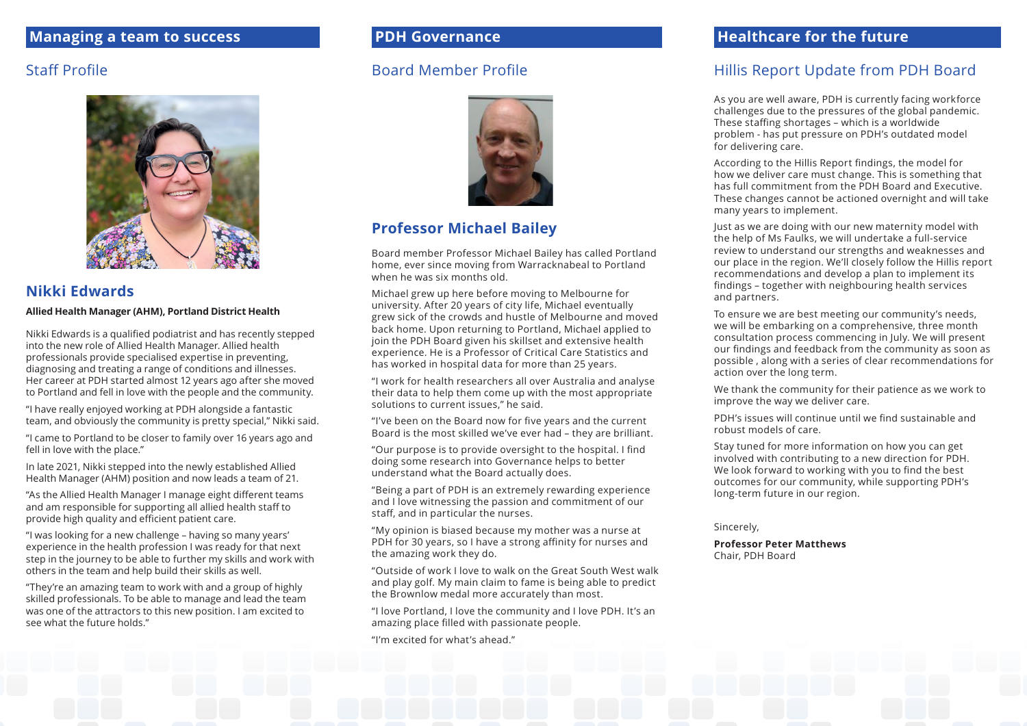## Managing a team to success

### Staff Profile

### Nikki Edwards

**Allied Health Manager (AHM), Portland District Health**

Nikki Edwards is a qualified podiatrist and has recently stepped into the new role of Allied Health Manager. Allied health professionals provide specialised expertise in preventing, diagnosing and treating a range of conditions and illnesses. Her career at PDH started almost 12 years ago after she moved to Portland and fell in love with the people and the community.

"I have really enjoyed working at PDH alongside a fantastic team, and obviously the community is pretty special," Nikki said.

"I came to Portland to be closer to family over 16 years ago and fell in love with the place."

In late 2021, Nikki stepped into the newly established Allied Health Manager (AHM) position and now leads a team of 21.

"As the Allied Health Manager I manage eight different teams and am responsible for supporting all allied health staff to provide high quality and efficient patient care.

"I was looking for a new challenge – having so many years' experience in the health profession I was ready for that next step in the journey to be able to further my skills and work with others in the team and help build their skills as well.

"They're an amazing team to work with and a group of highly skilled professionals. To be able to manage and lead the team was one of the attractors to this new position. I am excited to see what the future holds."

## PDH Governance

### Board Member Profile

### Professor Michael Bailey

Board member Professor Michael Bailey has called Portland home, ever since moving from Warracknabeal to Portland when he was six months old.

Michael grew up here before moving to Melbourne for university. After 20 years of city life, Michael eventually grew sick of the crowds and hustle of Melbourne and moved back home. Upon returning to Portland, Michael applied to join the PDH Board given his skillset and extensive health experience. He is a Professor of Critical Care Statistics and has worked in hospital data for more than 25 years.

"I work for health researchers all over Australia and analyse their data to help them come up with the most appropriate solutions to current issues," he said.

"I've been on the Board now for five years and the current Board is the most skilled we've ever had – they are brilliant.

"Our purpose is to provide oversight to the hospital. I find doing some research into Governance helps to better understand what the Board actually does.

"Being a part of PDH is an extremely rewarding experience and I love witnessing the passion and commitment of our staff, and in particular the nurses.

"My opinion is biased because my mother was a nurse at PDH for 30 years, so I have a strong affinity for nurses and the amazing work they do.

"Outside of work I love to walk on the Great South West walk and play golf. My main claim to fame is being able to predict the Brownlow medal more accurately than most.

"I love Portland, I love the community and I love PDH. It's an amazing place filled with passionate people.

"I'm excited for what's ahead."

## Healthcare for the future

### Hillis Report Update from PDH Board

As you are well aware, PDH is currently facing workforce challenges due to the pressures of the global pandemic. These staffing shortages – which is a worldwide problem - has put pressure on PDH's outdated model for delivering care.

According to the Hillis Report findings, the model for how we deliver care must change. This is something that has full commitment from the PDH Board and Executive. These changes cannot be actioned overnight and will take many years to implement.

Just as we are doing with our new maternity model with the help of Ms Faulks, we will undertake a full-service review to understand our strengths and weaknesses and our place in the region. We'll closely follow the Hillis report recommendations and develop a plan to implement its findings – together with neighbouring health services and partners.

To ensure we are best meeting our community's needs, we will be embarking on a comprehensive, three month consultation process commencing in July. We will present our findings and feedback from the community as soon as possible , along with a series of clear recommendations for action over the long term.

We thank the community for their patience as we work to improve the way we deliver care.

PDH's issues will continue until we find sustainable and robust models of care.

Stay tuned for more information on how you can get involved with contributing to a new direction for PDH. We look forward to working with you to find the best outcomes for our community, while supporting PDH's long-term future in our region.

Sincerely,

**Professor Peter Matthews**
Chair, PDH Board